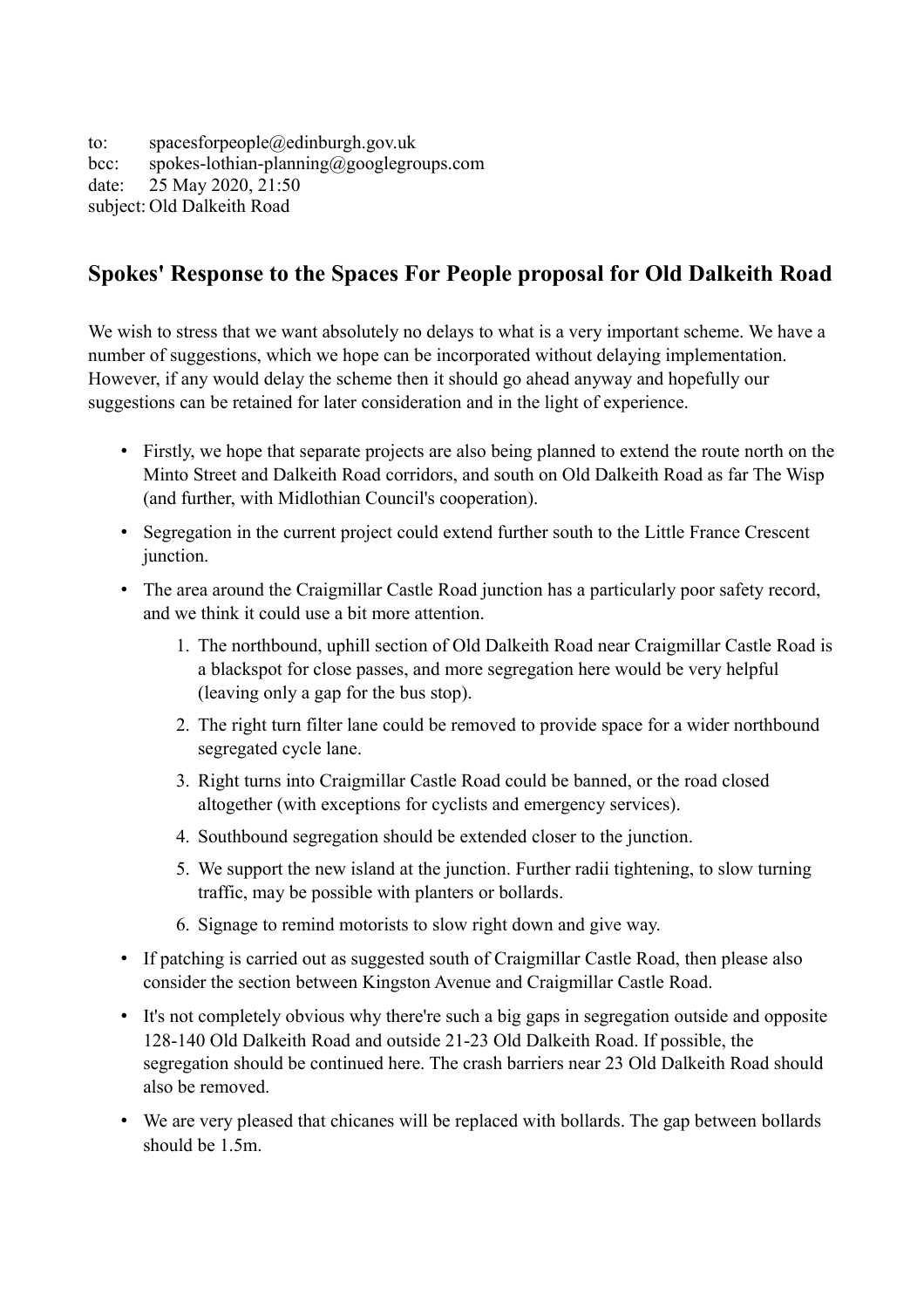to: spacesforpeople@edinburgh.gov.uk
bcc: spokes-lothian-planning@googlegroups.com
date: 25 May 2020, 21:50
subject: Old Dalkeith Road

## Spokes' Response to the Spaces For People proposal for Old Dalkeith Road

We wish to stress that we want absolutely no delays to what is a very important scheme. We have a number of suggestions, which we hope can be incorporated without delaying implementation. However, if any would delay the scheme then it should go ahead anyway and hopefully our suggestions can be retained for later consideration and in the light of experience.

- Firstly, we hope that separate projects are also being planned to extend the route north on the Minto Street and Dalkeith Road corridors, and south on Old Dalkeith Road as far The Wisp (and further, with Midlothian Council's cooperation).
- Segregation in the current project could extend further south to the Little France Crescent junction.
- The area around the Craigmillar Castle Road junction has a particularly poor safety record, and we think it could use a bit more attention.
  1. The northbound, uphill section of Old Dalkeith Road near Craigmillar Castle Road is a blackspot for close passes, and more segregation here would be very helpful (leaving only a gap for the bus stop).
  2. The right turn filter lane could be removed to provide space for a wider northbound segregated cycle lane.
  3. Right turns into Craigmillar Castle Road could be banned, or the road closed altogether (with exceptions for cyclists and emergency services).
  4. Southbound segregation should be extended closer to the junction.
  5. We support the new island at the junction. Further radii tightening, to slow turning traffic, may be possible with planters or bollards.
  6. Signage to remind motorists to slow right down and give way.
- If patching is carried out as suggested south of Craigmillar Castle Road, then please also consider the section between Kingston Avenue and Craigmillar Castle Road.
- It's not completely obvious why there're such a big gaps in segregation outside and opposite 128-140 Old Dalkeith Road and outside 21-23 Old Dalkeith Road. If possible, the segregation should be continued here. The crash barriers near 23 Old Dalkeith Road should also be removed.
- We are very pleased that chicanes will be replaced with bollards. The gap between bollards should be 1.5m.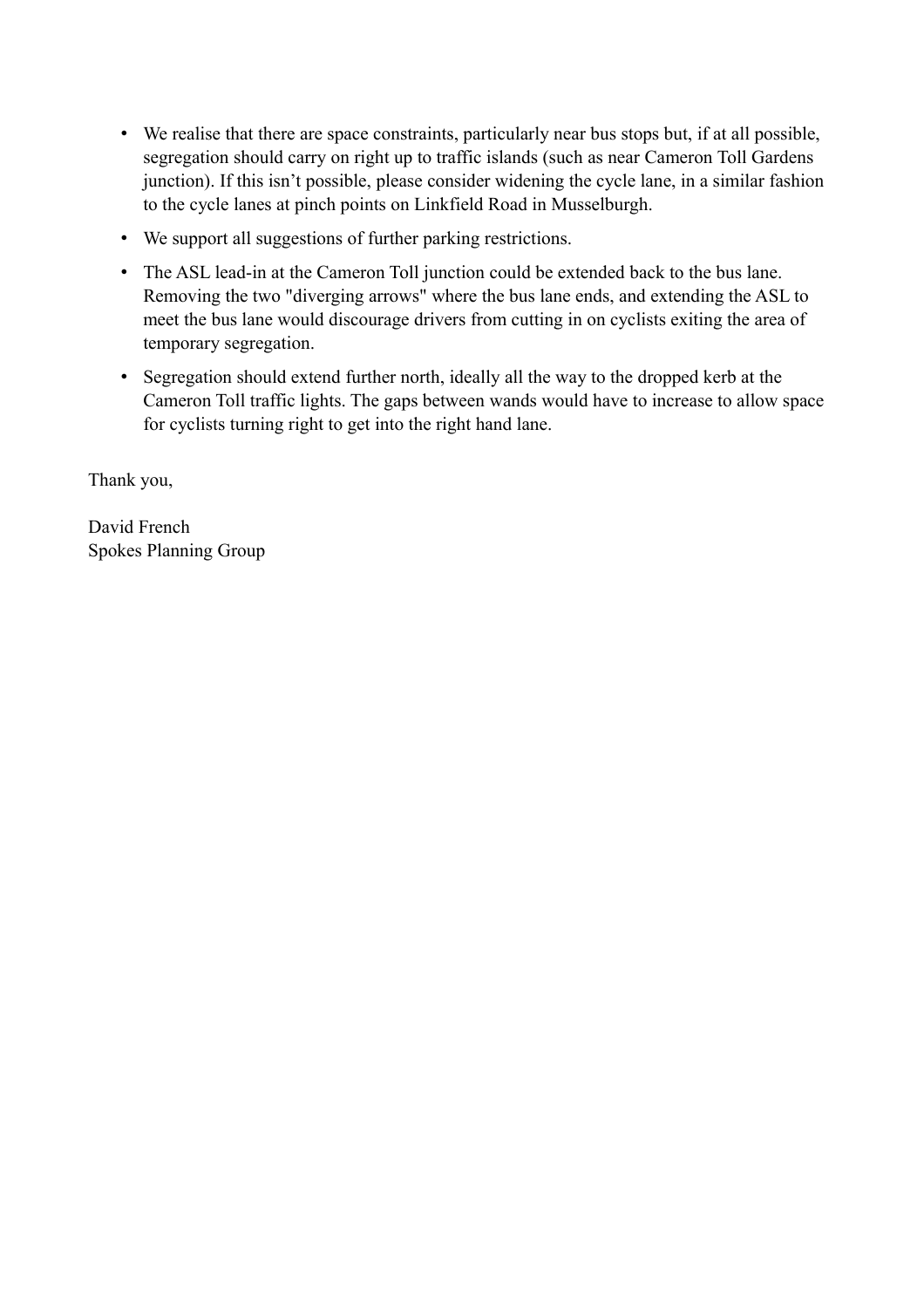- We realise that there are space constraints, particularly near bus stops but, if at all possible, segregation should carry on right up to traffic islands (such as near Cameron Toll Gardens junction). If this isn't possible, please consider widening the cycle lane, in a similar fashion to the cycle lanes at pinch points on Linkfield Road in Musselburgh.
- We support all suggestions of further parking restrictions.
- The ASL lead-in at the Cameron Toll junction could be extended back to the bus lane. Removing the two "diverging arrows" where the bus lane ends, and extending the ASL to meet the bus lane would discourage drivers from cutting in on cyclists exiting the area of temporary segregation.
- Segregation should extend further north, ideally all the way to the dropped kerb at the Cameron Toll traffic lights. The gaps between wands would have to increase to allow space for cyclists turning right to get into the right hand lane.

Thank you,

David French
Spokes Planning Group